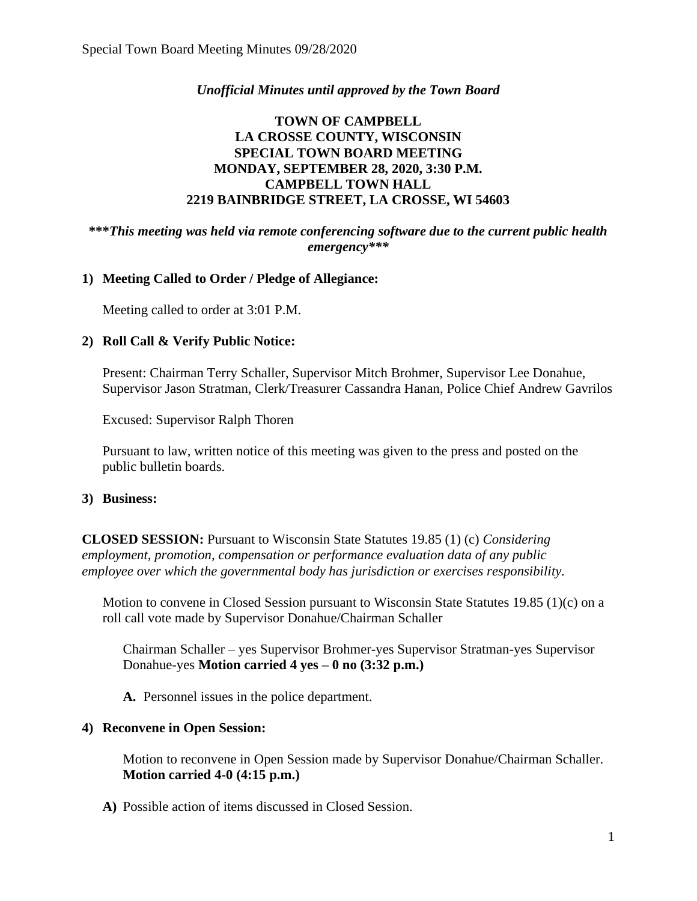*Unofficial Minutes until approved by the Town Board*

**TOWN OF CAMPBELL**
**LA CROSSE COUNTY, WISCONSIN**
**SPECIAL TOWN BOARD MEETING**
**MONDAY, SEPTEMBER 28, 2020, 3:30 P.M.**
**CAMPBELL TOWN HALL**
**2219 BAINBRIDGE STREET, LA CROSSE, WI 54603**

***\*\*\*This meeting was held via remote conferencing software due to the current public health emergency\*\*\****

**1) Meeting Called to Order / Pledge of Allegiance:**

Meeting called to order at 3:01 P.M.

**2) Roll Call & Verify Public Notice:**

Present: Chairman Terry Schaller, Supervisor Mitch Brohmer, Supervisor Lee Donahue, Supervisor Jason Stratman, Clerk/Treasurer Cassandra Hanan, Police Chief Andrew Gavrilos

Excused: Supervisor Ralph Thoren

Pursuant to law, written notice of this meeting was given to the press and posted on the public bulletin boards.

**3) Business:**

**CLOSED SESSION:** Pursuant to Wisconsin State Statutes 19.85 (1) (c) *Considering employment, promotion, compensation or performance evaluation data of any public employee over which the governmental body has jurisdiction or exercises responsibility.*

Motion to convene in Closed Session pursuant to Wisconsin State Statutes 19.85 (1)(c) on a roll call vote made by Supervisor Donahue/Chairman Schaller

Chairman Schaller – yes Supervisor Brohmer-yes Supervisor Stratman-yes Supervisor Donahue-yes **Motion carried 4 yes – 0 no (3:32 p.m.)**

**A.** Personnel issues in the police department.

**4) Reconvene in Open Session:**

Motion to reconvene in Open Session made by Supervisor Donahue/Chairman Schaller. **Motion carried 4-0 (4:15 p.m.)**

**A)** Possible action of items discussed in Closed Session.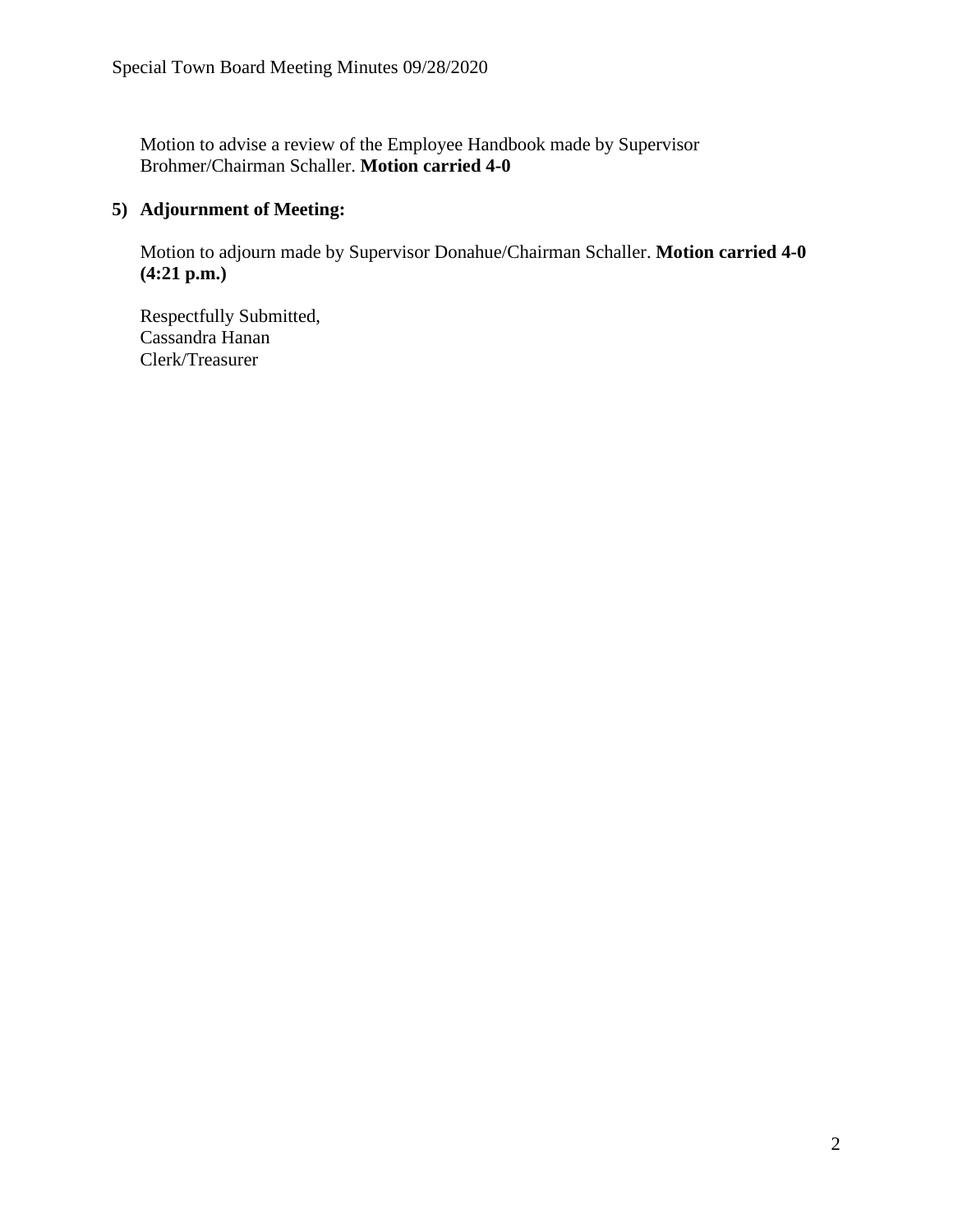Motion to advise a review of the Employee Handbook made by Supervisor Brohmer/Chairman Schaller. **Motion carried 4-0**

5) **Adjournment of Meeting:**

Motion to adjourn made by Supervisor Donahue/Chairman Schaller. **Motion carried 4-0 (4:21 p.m.)**

Respectfully Submitted,
Cassandra Hanan
Clerk/Treasurer